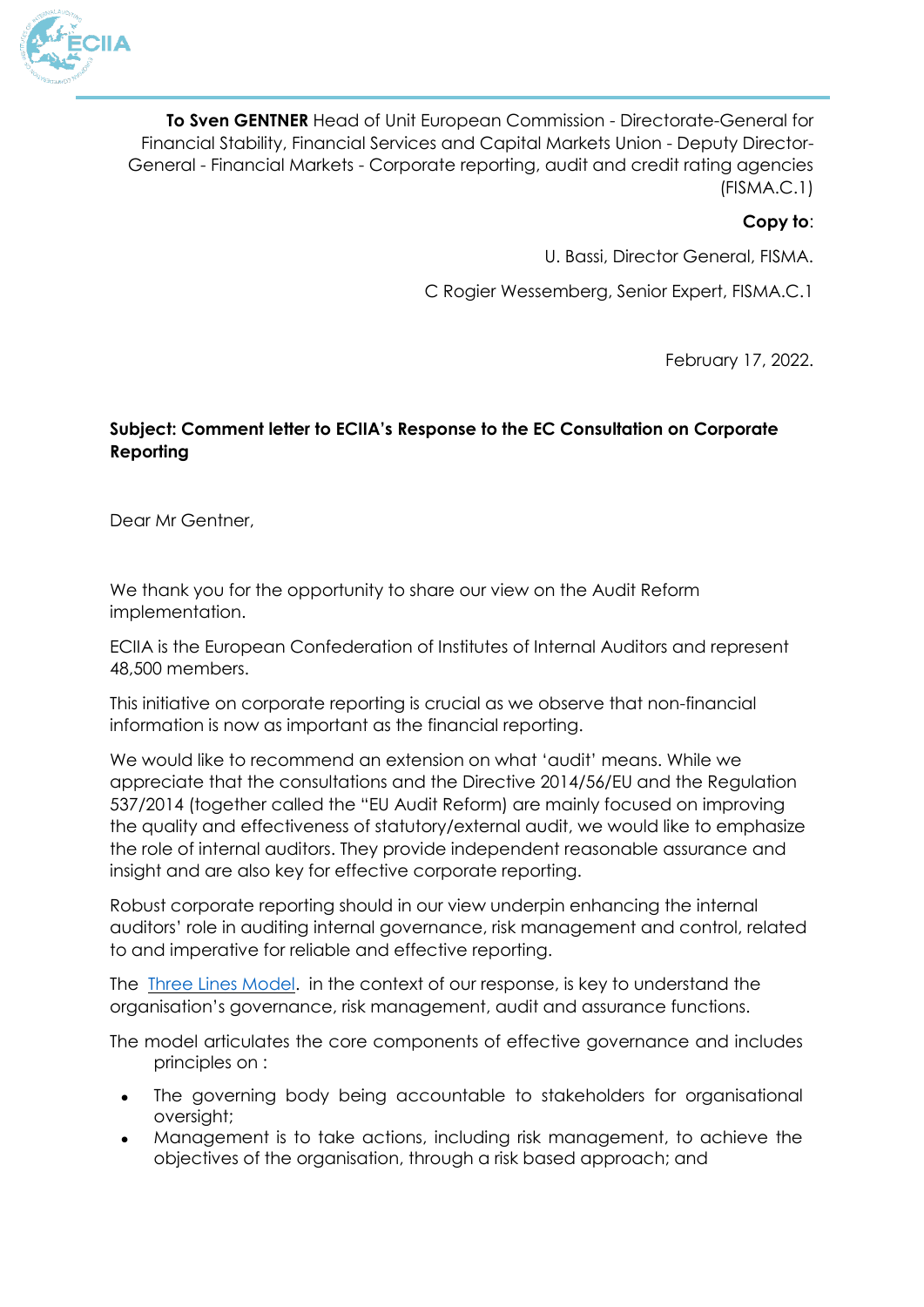**To Sven GENTNER** Head of Unit European Commission - Directorate-General for Financial Stability, Financial Services and Capital Markets Union - Deputy Director-General - Financial Markets - Corporate reporting, audit and credit rating agencies (FISMA.C.1)

**Copy to**:

U. Bassi, Director General, FISMA.

C Rogier Wessemberg, Senior Expert, FISMA.C.1

February 17, 2022.

**Subject: Comment letter to ECIIA's Response to the EC Consultation on Corporate Reporting**

Dear Mr Gentner,

We thank you for the opportunity to share our view on the Audit Reform implementation.

ECIIA is the European Confederation of Institutes of Internal Auditors and represent 48,500 members.

This initiative on corporate reporting is crucial as we observe that non-financial information is now as important as the financial reporting.

We would like to recommend an extension on what 'audit' means. While we appreciate that the consultations and the Directive 2014/56/EU and the Regulation 537/2014 (together called the "EU Audit Reform) are mainly focused on improving the quality and effectiveness of statutory/external audit, we would like to emphasize the role of internal auditors. They provide independent reasonable assurance and insight and are also key for effective corporate reporting.

Robust corporate reporting should in our view underpin enhancing the internal auditors' role in auditing internal governance, risk management and control, related to and imperative for reliable and effective reporting.

The Three Lines Model. in the context of our response, is key to understand the organisation's governance, risk management, audit and assurance functions.

The model articulates the core components of effective governance and includes principles on :

- The governing body being accountable to stakeholders for organisational oversight;
- Management is to take actions, including risk management, to achieve the objectives of the organisation, through a risk based approach; and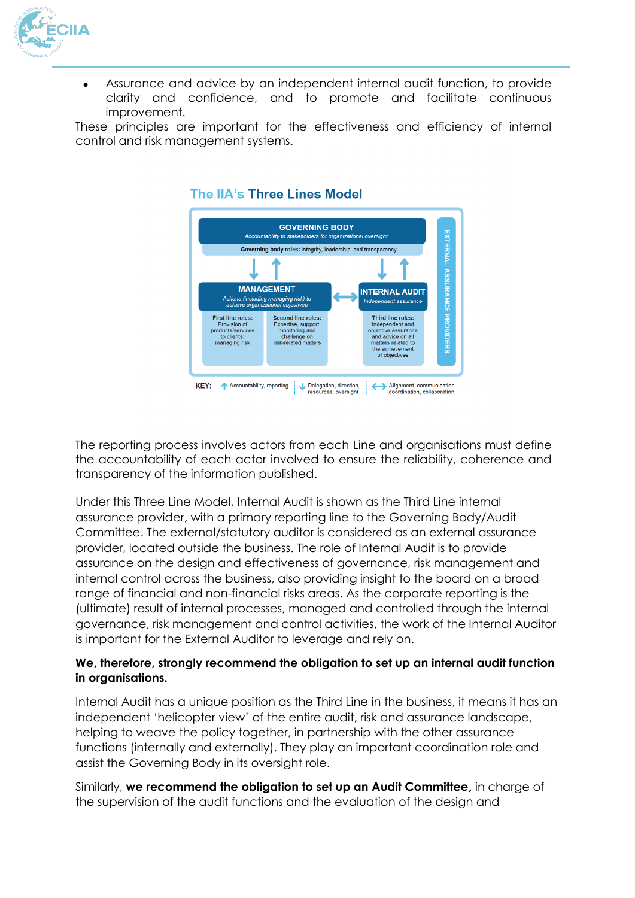- Assurance and advice by an independent internal audit function, to provide clarity and confidence, and to promote and facilitate continuous improvement.

These principles are important for the effectiveness and efficiency of internal control and risk management systems.

**The IIA's Three Lines Model**

GOVERNING BODY
*Accountability to stakeholders for organizational oversight*

**Governing body roles:** integrity, leadership, and transparency

MANAGEMENT
*Actions (including managing risk) to achieve organizational objectives*

**First line roles:** Provision of products/services to clients; managing risk

**Second line roles:** Expertise, support, monitoring and challenge on risk-related matters

INTERNAL AUDIT
*Independent assurance*

**Third line roles:** Independent and objective assurance and advice on all matters related to the achievement of objectives

EXTERNAL ASSURANCE PROVIDERS

KEY: ↑ Accountability, reporting | ↓ Delegation, direction, resources, oversight | ↔ Alignment, communication coordination, collaboration

The reporting process involves actors from each Line and organisations must define the accountability of each actor involved to ensure the reliability, coherence and transparency of the information published.

Under this Three Line Model, Internal Audit is shown as the Third Line internal assurance provider, with a primary reporting line to the Governing Body/Audit Committee. The external/statutory auditor is considered as an external assurance provider, located outside the business. The role of Internal Audit is to provide assurance on the design and effectiveness of governance, risk management and internal control across the business, also providing insight to the board on a broad range of financial and non-financial risks areas. As the corporate reporting is the (ultimate) result of internal processes, managed and controlled through the internal governance, risk management and control activities, the work of the Internal Auditor is important for the External Auditor to leverage and rely on.

**We, therefore, strongly recommend the obligation to set up an internal audit function in organisations.**

Internal Audit has a unique position as the Third Line in the business, it means it has an independent 'helicopter view' of the entire audit, risk and assurance landscape, helping to weave the policy together, in partnership with the other assurance functions (internally and externally). They play an important coordination role and assist the Governing Body in its oversight role.

Similarly, **we recommend the obligation to set up an Audit Committee,** in charge of the supervision of the audit functions and the evaluation of the design and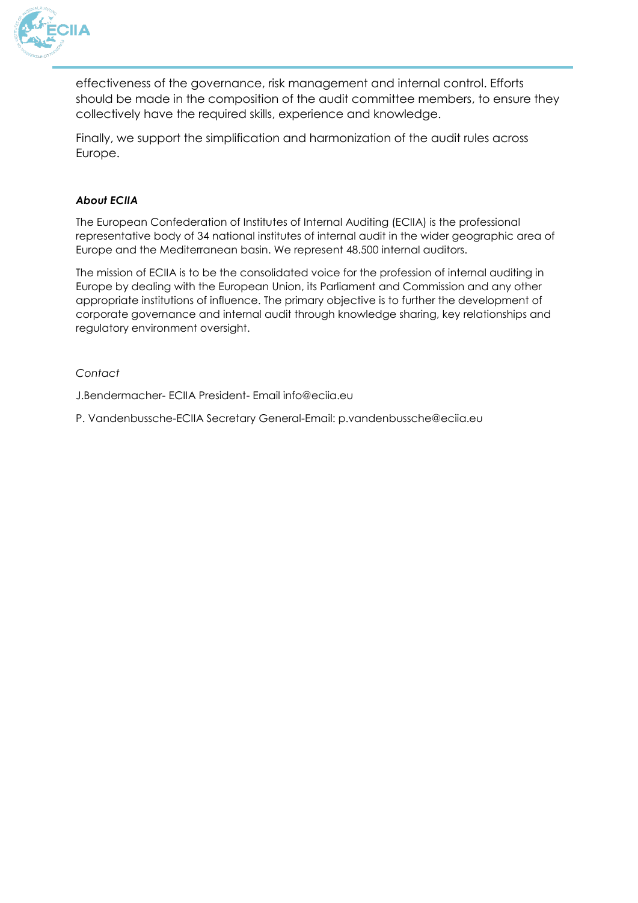effectiveness of the governance, risk management and internal control. Efforts should be made in the composition of the audit committee members, to ensure they collectively have the required skills, experience and knowledge.

Finally, we support the simplification and harmonization of the audit rules across Europe.

***About ECIIA***

The European Confederation of Institutes of Internal Auditing (ECIIA) is the professional representative body of 34 national institutes of internal audit in the wider geographic area of Europe and the Mediterranean basin. We represent 48.500 internal auditors.

The mission of ECIIA is to be the consolidated voice for the profession of internal auditing in Europe by dealing with the European Union, its Parliament and Commission and any other appropriate institutions of influence. The primary objective is to further the development of corporate governance and internal audit through knowledge sharing, key relationships and regulatory environment oversight.

*Contact*

J.Bendermacher- ECIIA President- Email info@eciia.eu

P. Vandenbussche-ECIIA Secretary General-Email: p.vandenbussche@eciia.eu